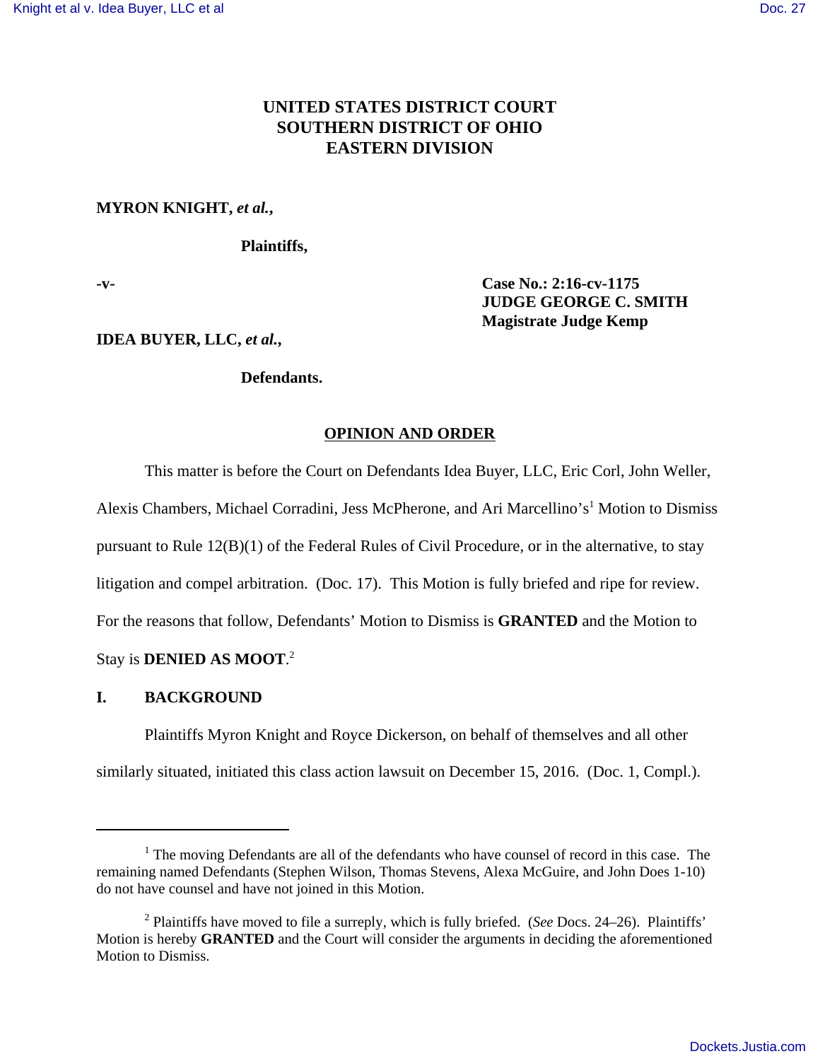**UNITED STATES DISTRICT COURT**
**SOUTHERN DISTRICT OF OHIO**
**EASTERN DIVISION**

**MYRON KNIGHT, *et al.*,**

**Plaintiffs,**

**-v-**

**Case No.: 2:16-cv-1175**
**JUDGE GEORGE C. SMITH**
**Magistrate Judge Kemp**

**IDEA BUYER, LLC, *et al.*,**

**Defendants.**

**OPINION AND ORDER**

This matter is before the Court on Defendants Idea Buyer, LLC, Eric Corl, John Weller, Alexis Chambers, Michael Corradini, Jess McPherone, and Ari Marcellino's[1] Motion to Dismiss pursuant to Rule 12(B)(1) of the Federal Rules of Civil Procedure, or in the alternative, to stay litigation and compel arbitration. (Doc. 17). This Motion is fully briefed and ripe for review. For the reasons that follow, Defendants' Motion to Dismiss is **GRANTED** and the Motion to Stay is **DENIED AS MOOT**.[2]

## I. BACKGROUND

Plaintiffs Myron Knight and Royce Dickerson, on behalf of themselves and all other similarly situated, initiated this class action lawsuit on December 15, 2016. (Doc. 1, Compl.).

---

[1] The moving Defendants are all of the defendants who have counsel of record in this case. The remaining named Defendants (Stephen Wilson, Thomas Stevens, Alexa McGuire, and John Does 1-10) do not have counsel and have not joined in this Motion.

[2] Plaintiffs have moved to file a surreply, which is fully briefed. (*See* Docs. 24–26). Plaintiffs' Motion is hereby **GRANTED** and the Court will consider the arguments in deciding the aforementioned Motion to Dismiss.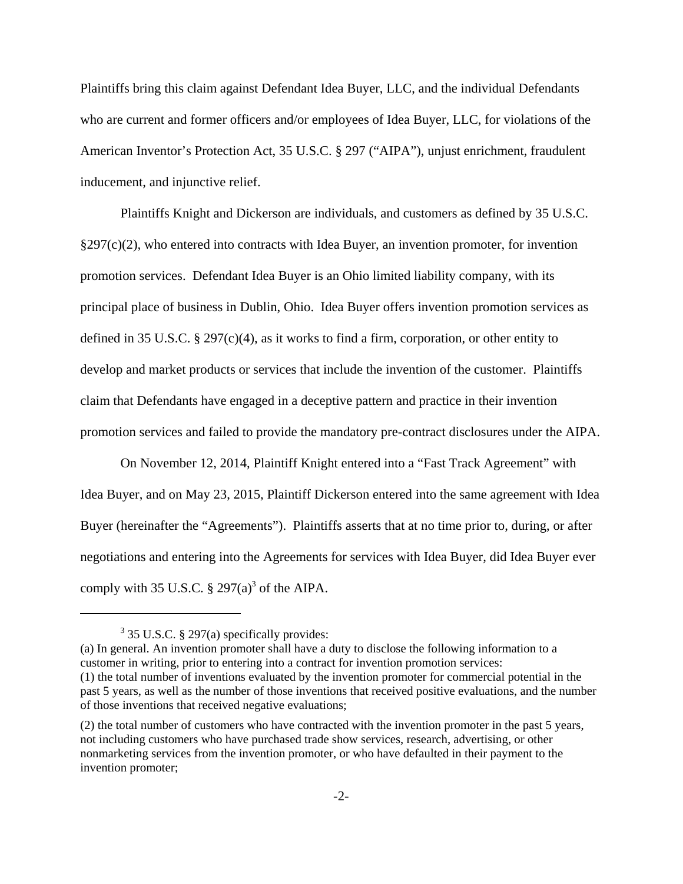Plaintiffs bring this claim against Defendant Idea Buyer, LLC, and the individual Defendants who are current and former officers and/or employees of Idea Buyer, LLC, for violations of the American Inventor's Protection Act, 35 U.S.C. § 297 ("AIPA"), unjust enrichment, fraudulent inducement, and injunctive relief.

Plaintiffs Knight and Dickerson are individuals, and customers as defined by 35 U.S.C. §297(c)(2), who entered into contracts with Idea Buyer, an invention promoter, for invention promotion services. Defendant Idea Buyer is an Ohio limited liability company, with its principal place of business in Dublin, Ohio. Idea Buyer offers invention promotion services as defined in 35 U.S.C. § 297(c)(4), as it works to find a firm, corporation, or other entity to develop and market products or services that include the invention of the customer. Plaintiffs claim that Defendants have engaged in a deceptive pattern and practice in their invention promotion services and failed to provide the mandatory pre-contract disclosures under the AIPA.

On November 12, 2014, Plaintiff Knight entered into a "Fast Track Agreement" with Idea Buyer, and on May 23, 2015, Plaintiff Dickerson entered into the same agreement with Idea Buyer (hereinafter the "Agreements"). Plaintiffs asserts that at no time prior to, during, or after negotiations and entering into the Agreements for services with Idea Buyer, did Idea Buyer ever comply with 35 U.S.C. § 297(a)[3] of the AIPA.

---

[3] 35 U.S.C. § 297(a) specifically provides:

(a) In general. An invention promoter shall have a duty to disclose the following information to a customer in writing, prior to entering into a contract for invention promotion services:
(1) the total number of inventions evaluated by the invention promoter for commercial potential in the past 5 years, as well as the number of those inventions that received positive evaluations, and the number of those inventions that received negative evaluations;

(2) the total number of customers who have contracted with the invention promoter in the past 5 years, not including customers who have purchased trade show services, research, advertising, or other nonmarketing services from the invention promoter, or who have defaulted in their payment to the invention promoter;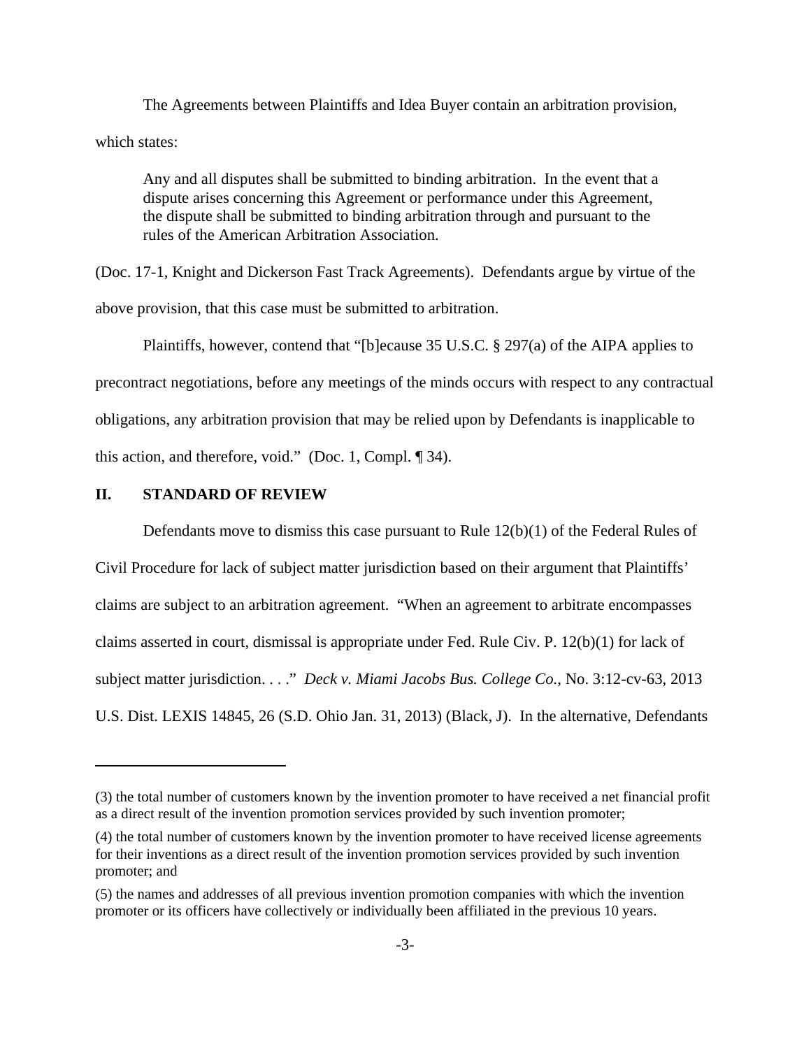The Agreements between Plaintiffs and Idea Buyer contain an arbitration provision, which states:

> Any and all disputes shall be submitted to binding arbitration. In the event that a dispute arises concerning this Agreement or performance under this Agreement, the dispute shall be submitted to binding arbitration through and pursuant to the rules of the American Arbitration Association.

(Doc. 17-1, Knight and Dickerson Fast Track Agreements). Defendants argue by virtue of the above provision, that this case must be submitted to arbitration.

Plaintiffs, however, contend that "[b]ecause 35 U.S.C. § 297(a) of the AIPA applies to precontract negotiations, before any meetings of the minds occurs with respect to any contractual obligations, any arbitration provision that may be relied upon by Defendants is inapplicable to this action, and therefore, void." (Doc. 1, Compl. ¶ 34).

## II. STANDARD OF REVIEW

Defendants move to dismiss this case pursuant to Rule 12(b)(1) of the Federal Rules of Civil Procedure for lack of subject matter jurisdiction based on their argument that Plaintiffs' claims are subject to an arbitration agreement. "When an agreement to arbitrate encompasses claims asserted in court, dismissal is appropriate under Fed. Rule Civ. P. 12(b)(1) for lack of subject matter jurisdiction. . . ." *Deck v. Miami Jacobs Bus. College Co.*, No. 3:12-cv-63, 2013 U.S. Dist. LEXIS 14845, 26 (S.D. Ohio Jan. 31, 2013) (Black, J). In the alternative, Defendants

---

(3) the total number of customers known by the invention promoter to have received a net financial profit as a direct result of the invention promotion services provided by such invention promoter;

(4) the total number of customers known by the invention promoter to have received license agreements for their inventions as a direct result of the invention promotion services provided by such invention promoter; and

(5) the names and addresses of all previous invention promotion companies with which the invention promoter or its officers have collectively or individually been affiliated in the previous 10 years.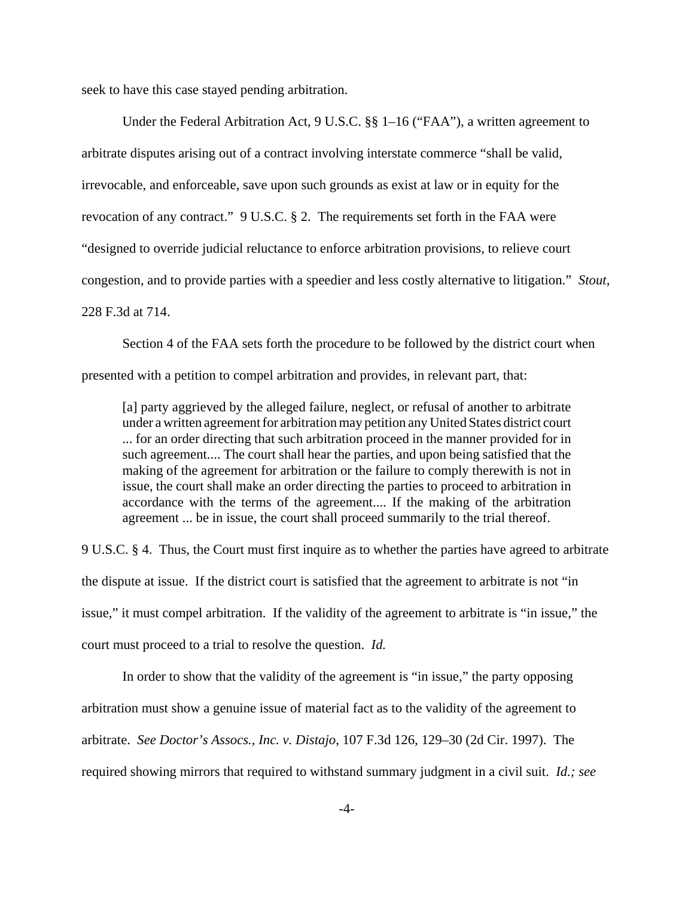seek to have this case stayed pending arbitration.

Under the Federal Arbitration Act, 9 U.S.C. §§ 1–16 ("FAA"), a written agreement to arbitrate disputes arising out of a contract involving interstate commerce "shall be valid, irrevocable, and enforceable, save upon such grounds as exist at law or in equity for the revocation of any contract." 9 U.S.C. § 2. The requirements set forth in the FAA were "designed to override judicial reluctance to enforce arbitration provisions, to relieve court congestion, and to provide parties with a speedier and less costly alternative to litigation." *Stout*, 228 F.3d at 714.

Section 4 of the FAA sets forth the procedure to be followed by the district court when presented with a petition to compel arbitration and provides, in relevant part, that:

> [a] party aggrieved by the alleged failure, neglect, or refusal of another to arbitrate under a written agreement for arbitration may petition any United States district court ... for an order directing that such arbitration proceed in the manner provided for in such agreement.... The court shall hear the parties, and upon being satisfied that the making of the agreement for arbitration or the failure to comply therewith is not in issue, the court shall make an order directing the parties to proceed to arbitration in accordance with the terms of the agreement.... If the making of the arbitration agreement ... be in issue, the court shall proceed summarily to the trial thereof.

9 U.S.C. § 4. Thus, the Court must first inquire as to whether the parties have agreed to arbitrate the dispute at issue. If the district court is satisfied that the agreement to arbitrate is not "in issue," it must compel arbitration. If the validity of the agreement to arbitrate is "in issue," the court must proceed to a trial to resolve the question. *Id.*

In order to show that the validity of the agreement is "in issue," the party opposing arbitration must show a genuine issue of material fact as to the validity of the agreement to arbitrate. *See Doctor's Assocs., Inc. v. Distajo*, 107 F.3d 126, 129–30 (2d Cir. 1997). The required showing mirrors that required to withstand summary judgment in a civil suit. *Id.; see*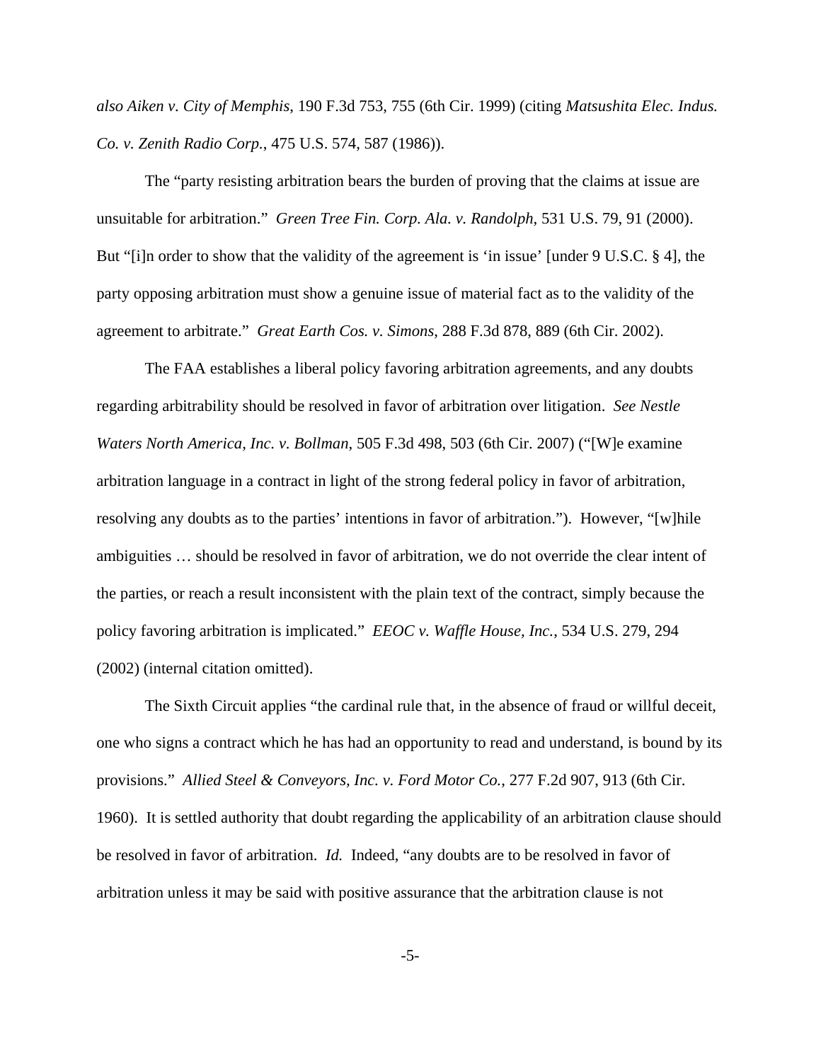*also Aiken v. City of Memphis*, 190 F.3d 753, 755 (6th Cir. 1999) (citing *Matsushita Elec. Indus. Co. v. Zenith Radio Corp.*, 475 U.S. 574, 587 (1986)).

The "party resisting arbitration bears the burden of proving that the claims at issue are unsuitable for arbitration." *Green Tree Fin. Corp. Ala. v. Randolph*, 531 U.S. 79, 91 (2000). But "[i]n order to show that the validity of the agreement is 'in issue' [under 9 U.S.C. § 4], the party opposing arbitration must show a genuine issue of material fact as to the validity of the agreement to arbitrate." *Great Earth Cos. v. Simons*, 288 F.3d 878, 889 (6th Cir. 2002).

The FAA establishes a liberal policy favoring arbitration agreements, and any doubts regarding arbitrability should be resolved in favor of arbitration over litigation. *See Nestle Waters North America, Inc. v. Bollman*, 505 F.3d 498, 503 (6th Cir. 2007) ("[W]e examine arbitration language in a contract in light of the strong federal policy in favor of arbitration, resolving any doubts as to the parties' intentions in favor of arbitration."). However, "[w]hile ambiguities … should be resolved in favor of arbitration, we do not override the clear intent of the parties, or reach a result inconsistent with the plain text of the contract, simply because the policy favoring arbitration is implicated." *EEOC v. Waffle House, Inc.*, 534 U.S. 279, 294 (2002) (internal citation omitted).

The Sixth Circuit applies "the cardinal rule that, in the absence of fraud or willful deceit, one who signs a contract which he has had an opportunity to read and understand, is bound by its provisions." *Allied Steel & Conveyors, Inc. v. Ford Motor Co.*, 277 F.2d 907, 913 (6th Cir. 1960). It is settled authority that doubt regarding the applicability of an arbitration clause should be resolved in favor of arbitration. *Id.* Indeed, "any doubts are to be resolved in favor of arbitration unless it may be said with positive assurance that the arbitration clause is not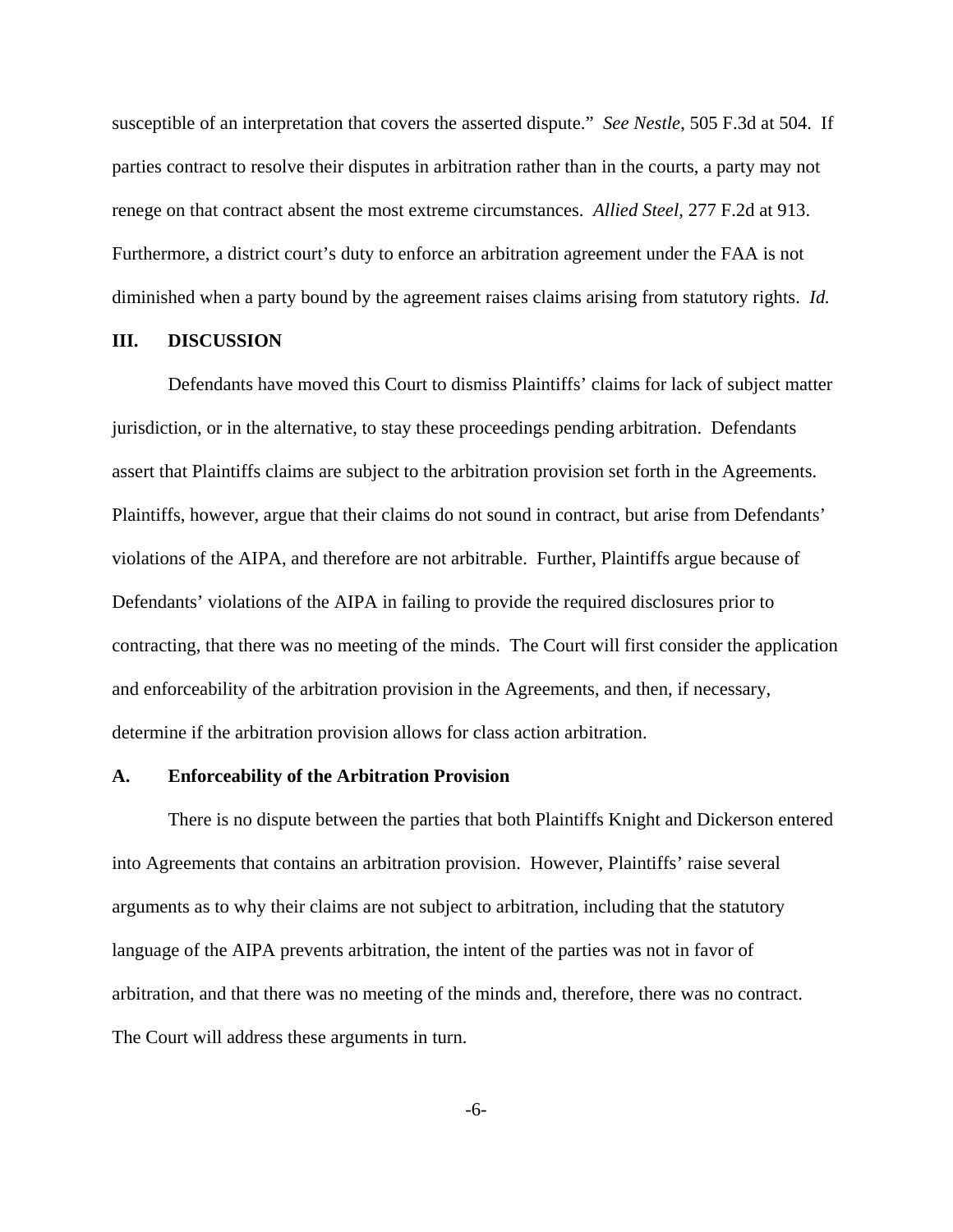susceptible of an interpretation that covers the asserted dispute." *See Nestle*, 505 F.3d at 504. If parties contract to resolve their disputes in arbitration rather than in the courts, a party may not renege on that contract absent the most extreme circumstances. *Allied Steel*, 277 F.2d at 913. Furthermore, a district court's duty to enforce an arbitration agreement under the FAA is not diminished when a party bound by the agreement raises claims arising from statutory rights. *Id.*

## III. DISCUSSION

Defendants have moved this Court to dismiss Plaintiffs' claims for lack of subject matter jurisdiction, or in the alternative, to stay these proceedings pending arbitration. Defendants assert that Plaintiffs claims are subject to the arbitration provision set forth in the Agreements. Plaintiffs, however, argue that their claims do not sound in contract, but arise from Defendants' violations of the AIPA, and therefore are not arbitrable. Further, Plaintiffs argue because of Defendants' violations of the AIPA in failing to provide the required disclosures prior to contracting, that there was no meeting of the minds. The Court will first consider the application and enforceability of the arbitration provision in the Agreements, and then, if necessary, determine if the arbitration provision allows for class action arbitration.

### A. Enforceability of the Arbitration Provision

There is no dispute between the parties that both Plaintiffs Knight and Dickerson entered into Agreements that contains an arbitration provision. However, Plaintiffs' raise several arguments as to why their claims are not subject to arbitration, including that the statutory language of the AIPA prevents arbitration, the intent of the parties was not in favor of arbitration, and that there was no meeting of the minds and, therefore, there was no contract. The Court will address these arguments in turn.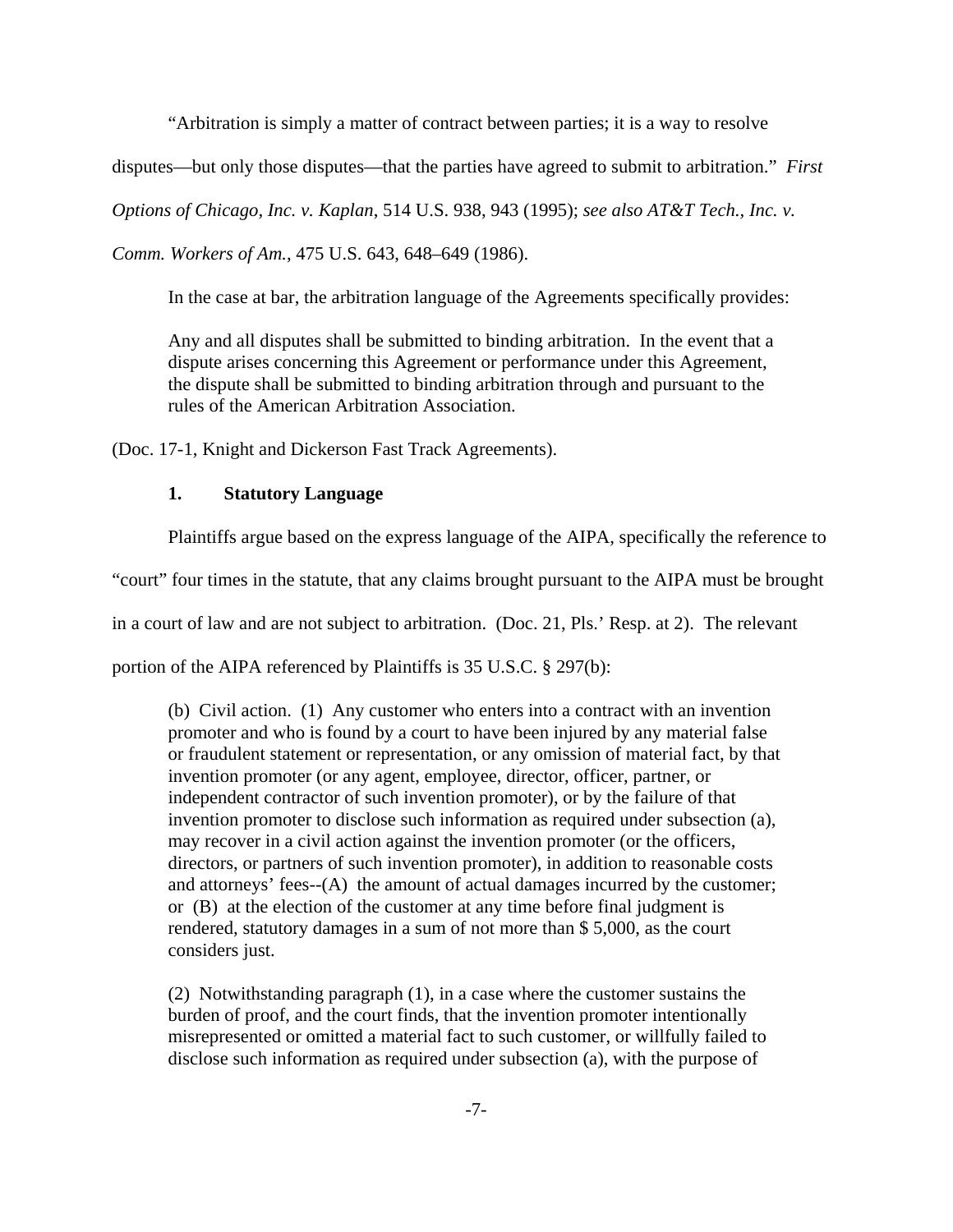"Arbitration is simply a matter of contract between parties; it is a way to resolve disputes—but only those disputes—that the parties have agreed to submit to arbitration." *First Options of Chicago, Inc. v. Kaplan*, 514 U.S. 938, 943 (1995); *see also AT&T Tech., Inc. v. Comm. Workers of Am.*, 475 U.S. 643, 648–649 (1986).

In the case at bar, the arbitration language of the Agreements specifically provides:

> Any and all disputes shall be submitted to binding arbitration. In the event that a dispute arises concerning this Agreement or performance under this Agreement, the dispute shall be submitted to binding arbitration through and pursuant to the rules of the American Arbitration Association.

(Doc. 17-1, Knight and Dickerson Fast Track Agreements).

### 1. Statutory Language

Plaintiffs argue based on the express language of the AIPA, specifically the reference to "court" four times in the statute, that any claims brought pursuant to the AIPA must be brought in a court of law and are not subject to arbitration. (Doc. 21, Pls.' Resp. at 2). The relevant portion of the AIPA referenced by Plaintiffs is 35 U.S.C. § 297(b):

> (b) Civil action. (1) Any customer who enters into a contract with an invention promoter and who is found by a court to have been injured by any material false or fraudulent statement or representation, or any omission of material fact, by that invention promoter (or any agent, employee, director, officer, partner, or independent contractor of such invention promoter), or by the failure of that invention promoter to disclose such information as required under subsection (a), may recover in a civil action against the invention promoter (or the officers, directors, or partners of such invention promoter), in addition to reasonable costs and attorneys' fees--(A) the amount of actual damages incurred by the customer; or (B) at the election of the customer at any time before final judgment is rendered, statutory damages in a sum of not more than $ 5,000, as the court considers just.
>
> (2) Notwithstanding paragraph (1), in a case where the customer sustains the burden of proof, and the court finds, that the invention promoter intentionally misrepresented or omitted a material fact to such customer, or willfully failed to disclose such information as required under subsection (a), with the purpose of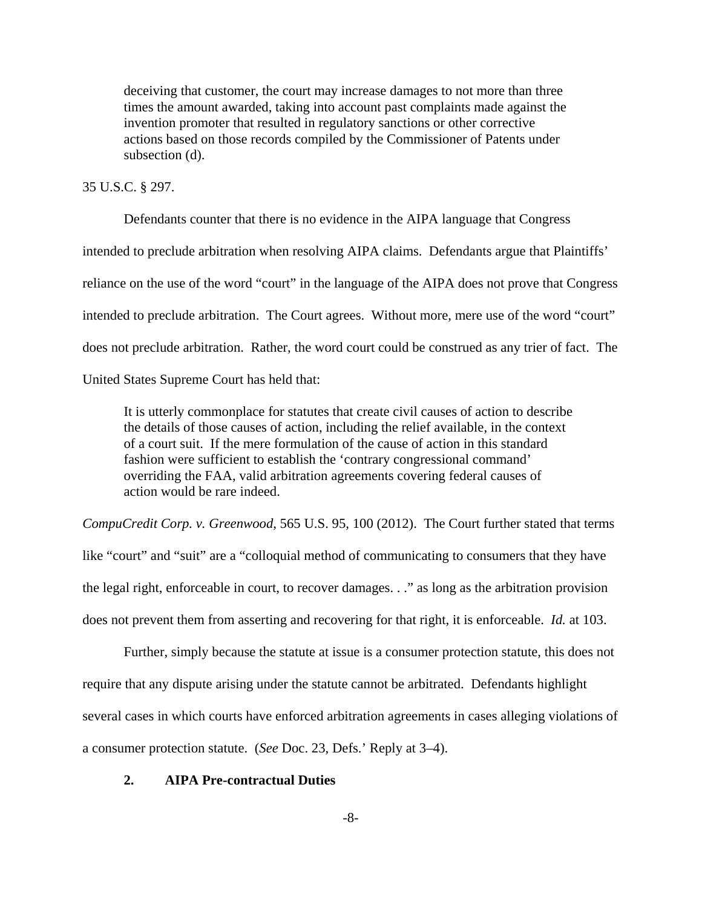> deceiving that customer, the court may increase damages to not more than three times the amount awarded, taking into account past complaints made against the invention promoter that resulted in regulatory sanctions or other corrective actions based on those records compiled by the Commissioner of Patents under subsection (d).

35 U.S.C. § 297.

Defendants counter that there is no evidence in the AIPA language that Congress intended to preclude arbitration when resolving AIPA claims. Defendants argue that Plaintiffs' reliance on the use of the word "court" in the language of the AIPA does not prove that Congress intended to preclude arbitration. The Court agrees. Without more, mere use of the word "court" does not preclude arbitration. Rather, the word court could be construed as any trier of fact. The United States Supreme Court has held that:

> It is utterly commonplace for statutes that create civil causes of action to describe the details of those causes of action, including the relief available, in the context of a court suit. If the mere formulation of the cause of action in this standard fashion were sufficient to establish the 'contrary congressional command' overriding the FAA, valid arbitration agreements covering federal causes of action would be rare indeed.

*CompuCredit Corp. v. Greenwood*, 565 U.S. 95, 100 (2012). The Court further stated that terms like "court" and "suit" are a "colloquial method of communicating to consumers that they have the legal right, enforceable in court, to recover damages. . ." as long as the arbitration provision does not prevent them from asserting and recovering for that right, it is enforceable. *Id.* at 103.

Further, simply because the statute at issue is a consumer protection statute, this does not require that any dispute arising under the statute cannot be arbitrated. Defendants highlight several cases in which courts have enforced arbitration agreements in cases alleging violations of a consumer protection statute. (*See* Doc. 23, Defs.' Reply at 3–4).

### 2. AIPA Pre-contractual Duties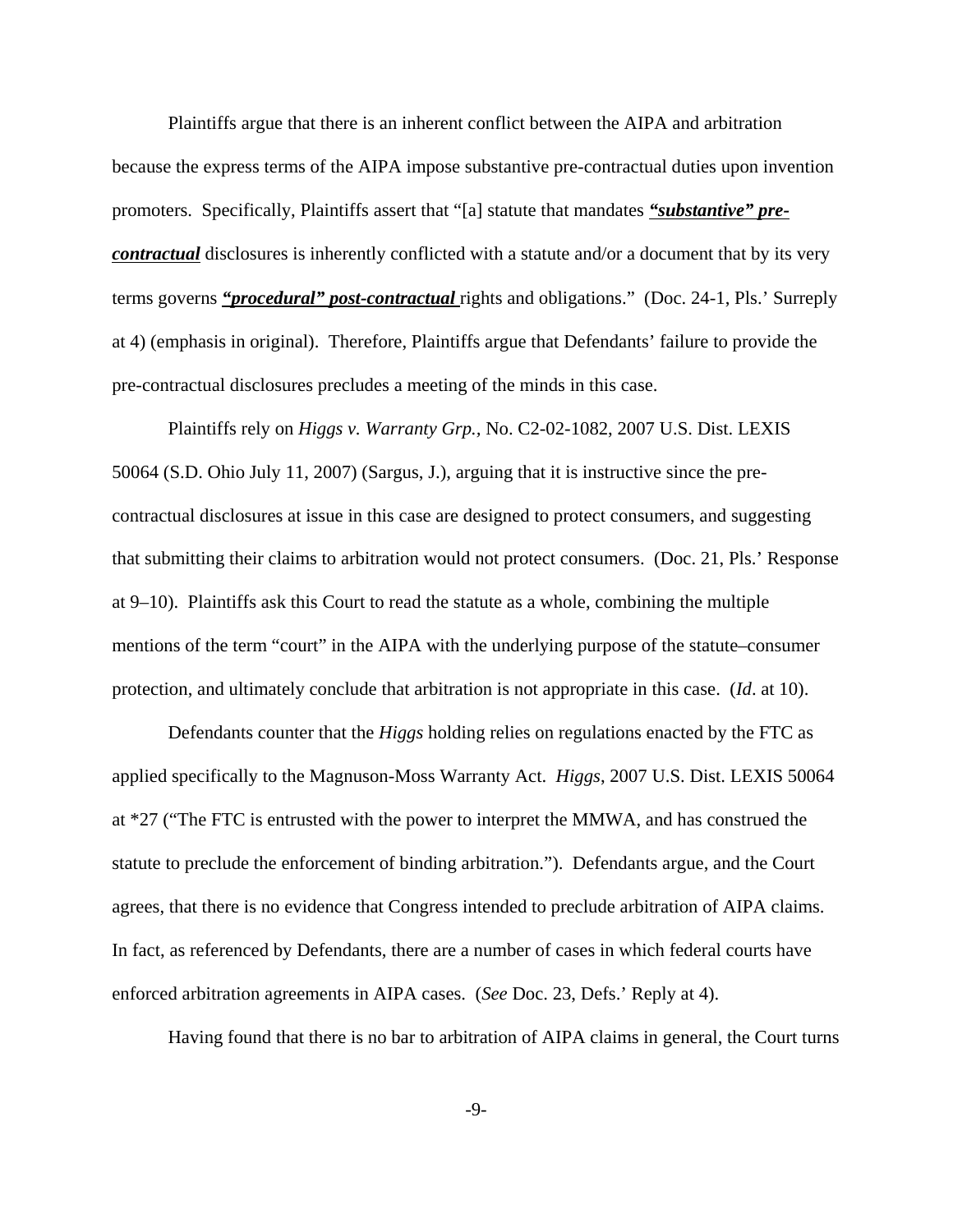Plaintiffs argue that there is an inherent conflict between the AIPA and arbitration because the express terms of the AIPA impose substantive pre-contractual duties upon invention promoters. Specifically, Plaintiffs assert that "[a] statute that mandates ***<u>"substantive" pre-contractual</u>*** disclosures is inherently conflicted with a statute and/or a document that by its very terms governs ***<u>"procedural" post-contractual</u>*** rights and obligations." (Doc. 24-1, Pls.' Surreply at 4) (emphasis in original). Therefore, Plaintiffs argue that Defendants' failure to provide the pre-contractual disclosures precludes a meeting of the minds in this case.

Plaintiffs rely on *Higgs v. Warranty Grp.*, No. C2-02-1082, 2007 U.S. Dist. LEXIS 50064 (S.D. Ohio July 11, 2007) (Sargus, J.), arguing that it is instructive since the pre-contractual disclosures at issue in this case are designed to protect consumers, and suggesting that submitting their claims to arbitration would not protect consumers. (Doc. 21, Pls.' Response at 9–10). Plaintiffs ask this Court to read the statute as a whole, combining the multiple mentions of the term "court" in the AIPA with the underlying purpose of the statute–consumer protection, and ultimately conclude that arbitration is not appropriate in this case. (*Id*. at 10).

Defendants counter that the *Higgs* holding relies on regulations enacted by the FTC as applied specifically to the Magnuson-Moss Warranty Act. *Higgs*, 2007 U.S. Dist. LEXIS 50064 at *27 ("The FTC is entrusted with the power to interpret the MMWA, and has construed the statute to preclude the enforcement of binding arbitration."). Defendants argue, and the Court agrees, that there is no evidence that Congress intended to preclude arbitration of AIPA claims. In fact, as referenced by Defendants, there are a number of cases in which federal courts have enforced arbitration agreements in AIPA cases. (*See* Doc. 23, Defs.' Reply at 4).

Having found that there is no bar to arbitration of AIPA claims in general, the Court turns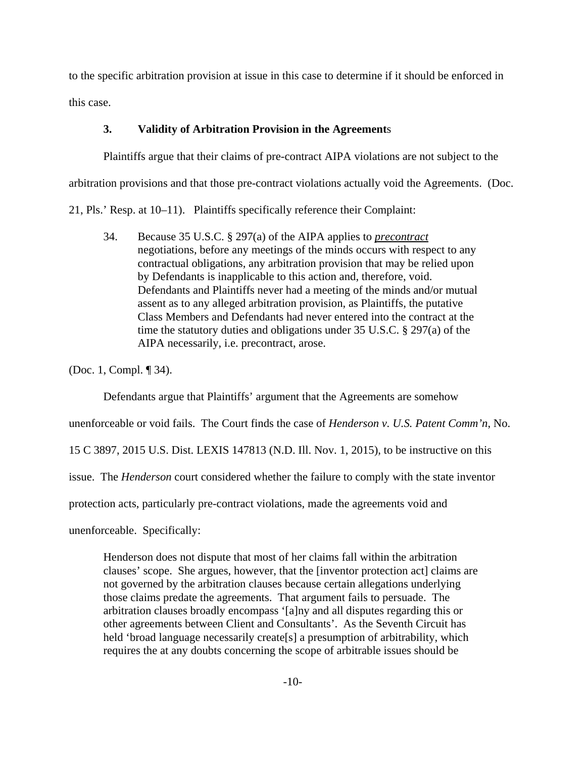to the specific arbitration provision at issue in this case to determine if it should be enforced in this case.

### 3. Validity of Arbitration Provision in the Agreements

Plaintiffs argue that their claims of pre-contract AIPA violations are not subject to the arbitration provisions and that those pre-contract violations actually void the Agreements. (Doc. 21, Pls.' Resp. at 10–11). Plaintiffs specifically reference their Complaint:

> 34. Because 35 U.S.C. § 297(a) of the AIPA applies to ***precontract*** negotiations, before any meetings of the minds occurs with respect to any contractual obligations, any arbitration provision that may be relied upon by Defendants is inapplicable to this action and, therefore, void. Defendants and Plaintiffs never had a meeting of the minds and/or mutual assent as to any alleged arbitration provision, as Plaintiffs, the putative Class Members and Defendants had never entered into the contract at the time the statutory duties and obligations under 35 U.S.C. § 297(a) of the AIPA necessarily, i.e. precontract, arose.

(Doc. 1, Compl. ¶ 34).

Defendants argue that Plaintiffs' argument that the Agreements are somehow unenforceable or void fails. The Court finds the case of *Henderson v. U.S. Patent Comm'n*, No. 15 C 3897, 2015 U.S. Dist. LEXIS 147813 (N.D. Ill. Nov. 1, 2015), to be instructive on this issue. The *Henderson* court considered whether the failure to comply with the state inventor protection acts, particularly pre-contract violations, made the agreements void and unenforceable. Specifically:

> Henderson does not dispute that most of her claims fall within the arbitration clauses' scope. She argues, however, that the [inventor protection act] claims are not governed by the arbitration clauses because certain allegations underlying those claims predate the agreements. That argument fails to persuade. The arbitration clauses broadly encompass '[a]ny and all disputes regarding this or other agreements between Client and Consultants'. As the Seventh Circuit has held 'broad language necessarily create[s] a presumption of arbitrability, which requires the at any doubts concerning the scope of arbitrable issues should be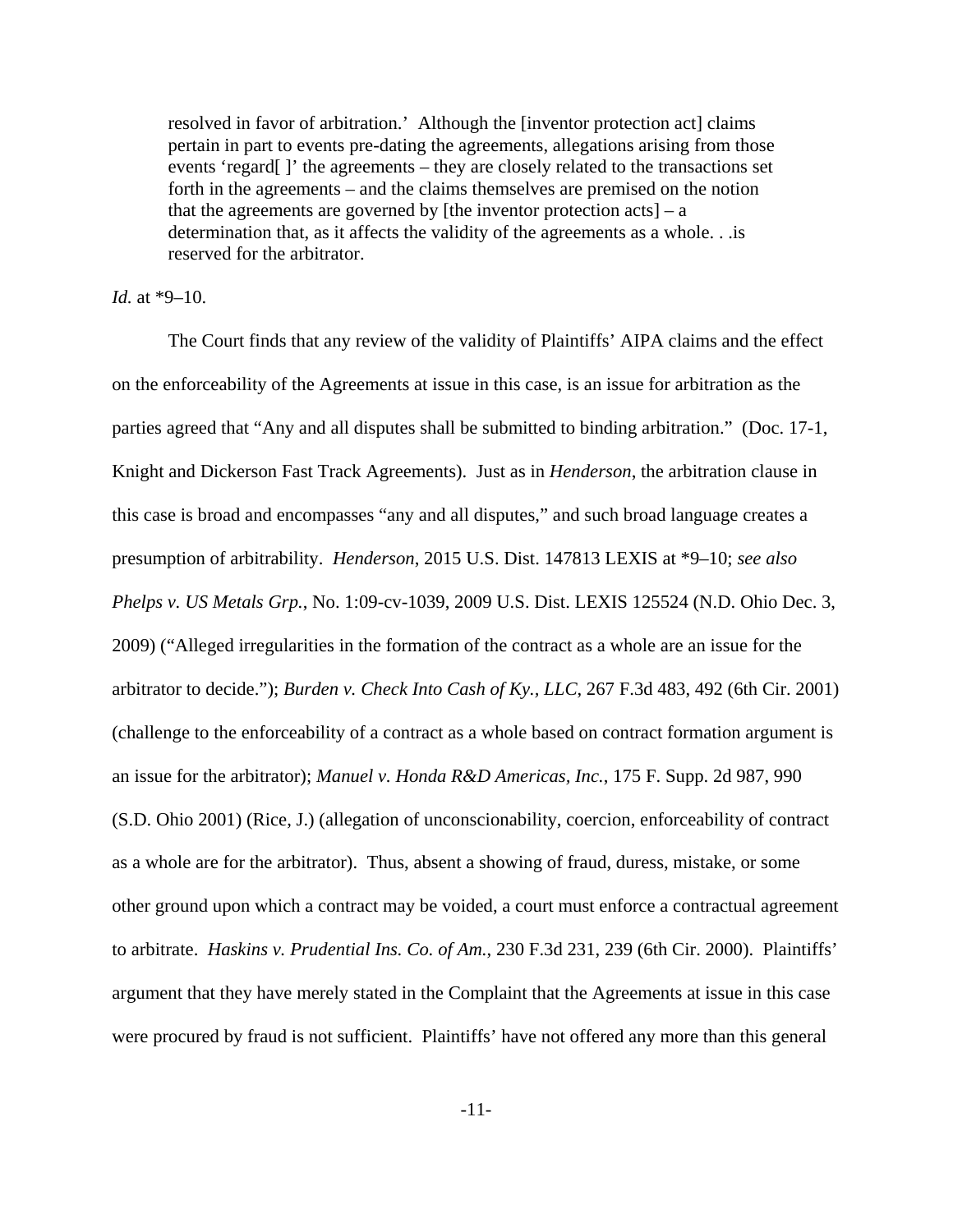> resolved in favor of arbitration.' Although the [inventor protection act] claims pertain in part to events pre-dating the agreements, allegations arising from those events 'regard[ ]' the agreements – they are closely related to the transactions set forth in the agreements – and the claims themselves are premised on the notion that the agreements are governed by [the inventor protection acts] – a determination that, as it affects the validity of the agreements as a whole. . .is reserved for the arbitrator.

*Id.* at *9–10.

The Court finds that any review of the validity of Plaintiffs' AIPA claims and the effect on the enforceability of the Agreements at issue in this case, is an issue for arbitration as the parties agreed that "Any and all disputes shall be submitted to binding arbitration." (Doc. 17-1, Knight and Dickerson Fast Track Agreements). Just as in *Henderson*, the arbitration clause in this case is broad and encompasses "any and all disputes," and such broad language creates a presumption of arbitrability. *Henderson*, 2015 U.S. Dist. 147813 LEXIS at *9–10; *see also Phelps v. US Metals Grp.*, No. 1:09-cv-1039, 2009 U.S. Dist. LEXIS 125524 (N.D. Ohio Dec. 3, 2009) ("Alleged irregularities in the formation of the contract as a whole are an issue for the arbitrator to decide."); *Burden v. Check Into Cash of Ky., LLC*, 267 F.3d 483, 492 (6th Cir. 2001) (challenge to the enforceability of a contract as a whole based on contract formation argument is an issue for the arbitrator); *Manuel v. Honda R&D Americas, Inc.*, 175 F. Supp. 2d 987, 990 (S.D. Ohio 2001) (Rice, J.) (allegation of unconscionability, coercion, enforceability of contract as a whole are for the arbitrator). Thus, absent a showing of fraud, duress, mistake, or some other ground upon which a contract may be voided, a court must enforce a contractual agreement to arbitrate. *Haskins v. Prudential Ins. Co. of Am.*, 230 F.3d 231, 239 (6th Cir. 2000). Plaintiffs' argument that they have merely stated in the Complaint that the Agreements at issue in this case were procured by fraud is not sufficient. Plaintiffs' have not offered any more than this general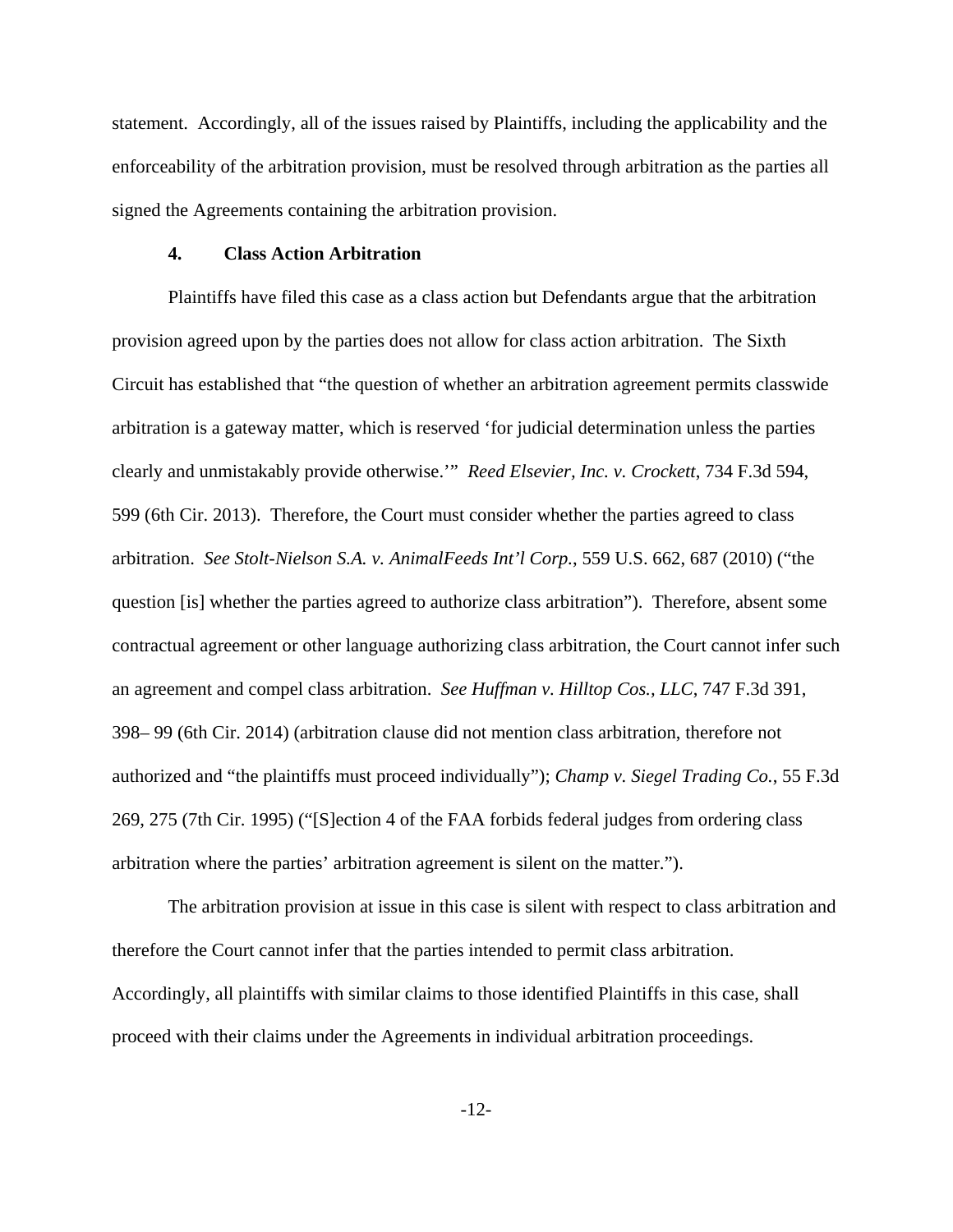statement. Accordingly, all of the issues raised by Plaintiffs, including the applicability and the enforceability of the arbitration provision, must be resolved through arbitration as the parties all signed the Agreements containing the arbitration provision.

#### 4. Class Action Arbitration

Plaintiffs have filed this case as a class action but Defendants argue that the arbitration provision agreed upon by the parties does not allow for class action arbitration. The Sixth Circuit has established that "the question of whether an arbitration agreement permits classwide arbitration is a gateway matter, which is reserved 'for judicial determination unless the parties clearly and unmistakably provide otherwise.'" *Reed Elsevier, Inc. v. Crockett*, 734 F.3d 594, 599 (6th Cir. 2013). Therefore, the Court must consider whether the parties agreed to class arbitration. *See Stolt-Nielson S.A. v. AnimalFeeds Int'l Corp.*, 559 U.S. 662, 687 (2010) ("the question [is] whether the parties agreed to authorize class arbitration"). Therefore, absent some contractual agreement or other language authorizing class arbitration, the Court cannot infer such an agreement and compel class arbitration. *See Huffman v. Hilltop Cos., LLC*, 747 F.3d 391, 398– 99 (6th Cir. 2014) (arbitration clause did not mention class arbitration, therefore not authorized and "the plaintiffs must proceed individually"); *Champ v. Siegel Trading Co.*, 55 F.3d 269, 275 (7th Cir. 1995) ("[S]ection 4 of the FAA forbids federal judges from ordering class arbitration where the parties' arbitration agreement is silent on the matter.").

The arbitration provision at issue in this case is silent with respect to class arbitration and therefore the Court cannot infer that the parties intended to permit class arbitration. Accordingly, all plaintiffs with similar claims to those identified Plaintiffs in this case, shall proceed with their claims under the Agreements in individual arbitration proceedings.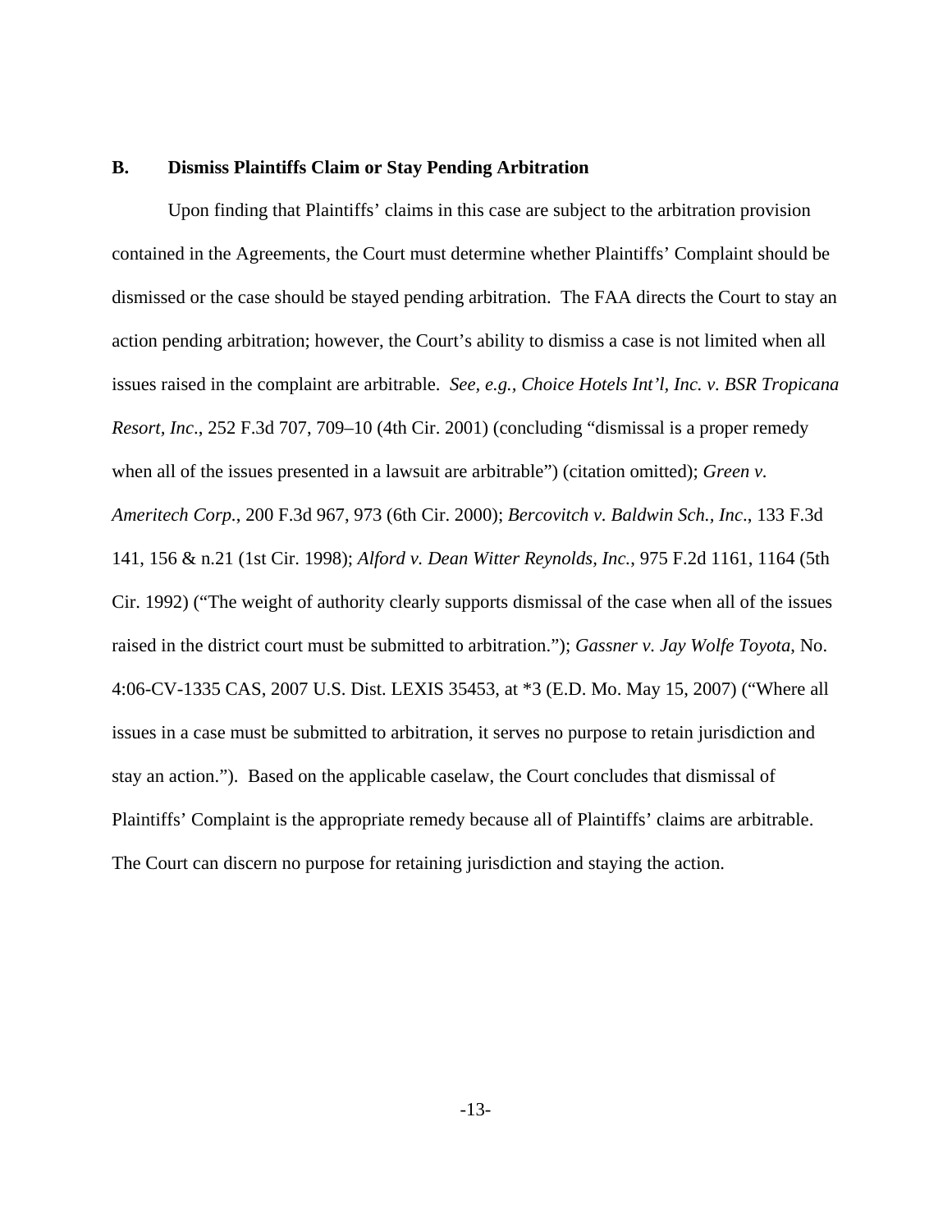### B. Dismiss Plaintiffs Claim or Stay Pending Arbitration

Upon finding that Plaintiffs' claims in this case are subject to the arbitration provision contained in the Agreements, the Court must determine whether Plaintiffs' Complaint should be dismissed or the case should be stayed pending arbitration. The FAA directs the Court to stay an action pending arbitration; however, the Court's ability to dismiss a case is not limited when all issues raised in the complaint are arbitrable. *See, e.g.*, *Choice Hotels Int'l, Inc. v. BSR Tropicana Resort, Inc*., 252 F.3d 707, 709–10 (4th Cir. 2001) (concluding "dismissal is a proper remedy when all of the issues presented in a lawsuit are arbitrable") (citation omitted); *Green v. Ameritech Corp.*, 200 F.3d 967, 973 (6th Cir. 2000); *Bercovitch v. Baldwin Sch., Inc*., 133 F.3d 141, 156 & n.21 (1st Cir. 1998); *Alford v. Dean Witter Reynolds, Inc.*, 975 F.2d 1161, 1164 (5th Cir. 1992) ("The weight of authority clearly supports dismissal of the case when all of the issues raised in the district court must be submitted to arbitration."); *Gassner v. Jay Wolfe Toyota*, No. 4:06-CV-1335 CAS, 2007 U.S. Dist. LEXIS 35453, at *3 (E.D. Mo. May 15, 2007) ("Where all issues in a case must be submitted to arbitration, it serves no purpose to retain jurisdiction and stay an action."). Based on the applicable caselaw, the Court concludes that dismissal of Plaintiffs' Complaint is the appropriate remedy because all of Plaintiffs' claims are arbitrable. The Court can discern no purpose for retaining jurisdiction and staying the action.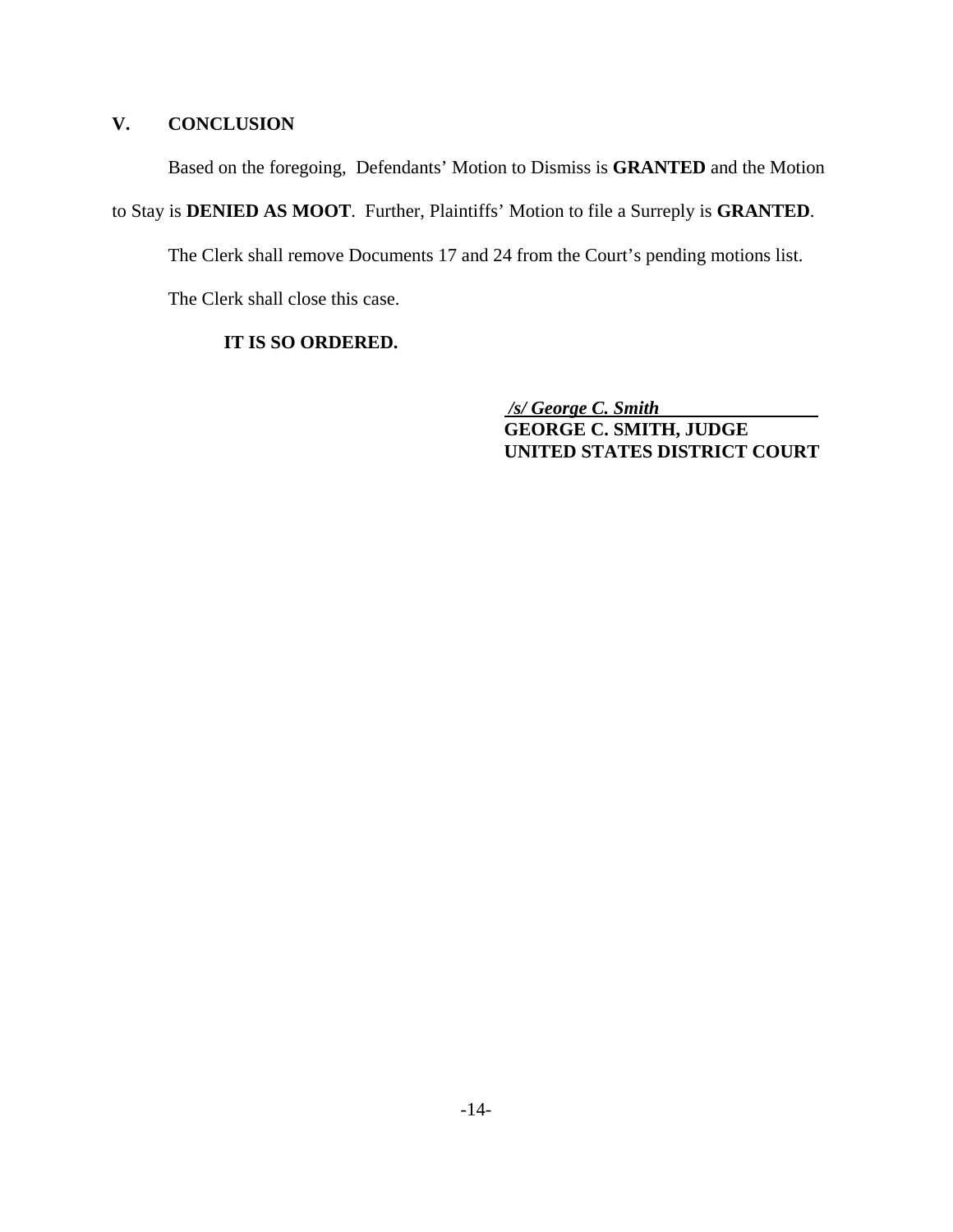## V. CONCLUSION

Based on the foregoing, Defendants' Motion to Dismiss is **GRANTED** and the Motion to Stay is **DENIED AS MOOT**. Further, Plaintiffs' Motion to file a Surreply is **GRANTED**.

The Clerk shall remove Documents 17 and 24 from the Court's pending motions list.

The Clerk shall close this case.

**IT IS SO ORDERED.**

*/s/ George C. Smith*
**GEORGE C. SMITH, JUDGE**
**UNITED STATES DISTRICT COURT**